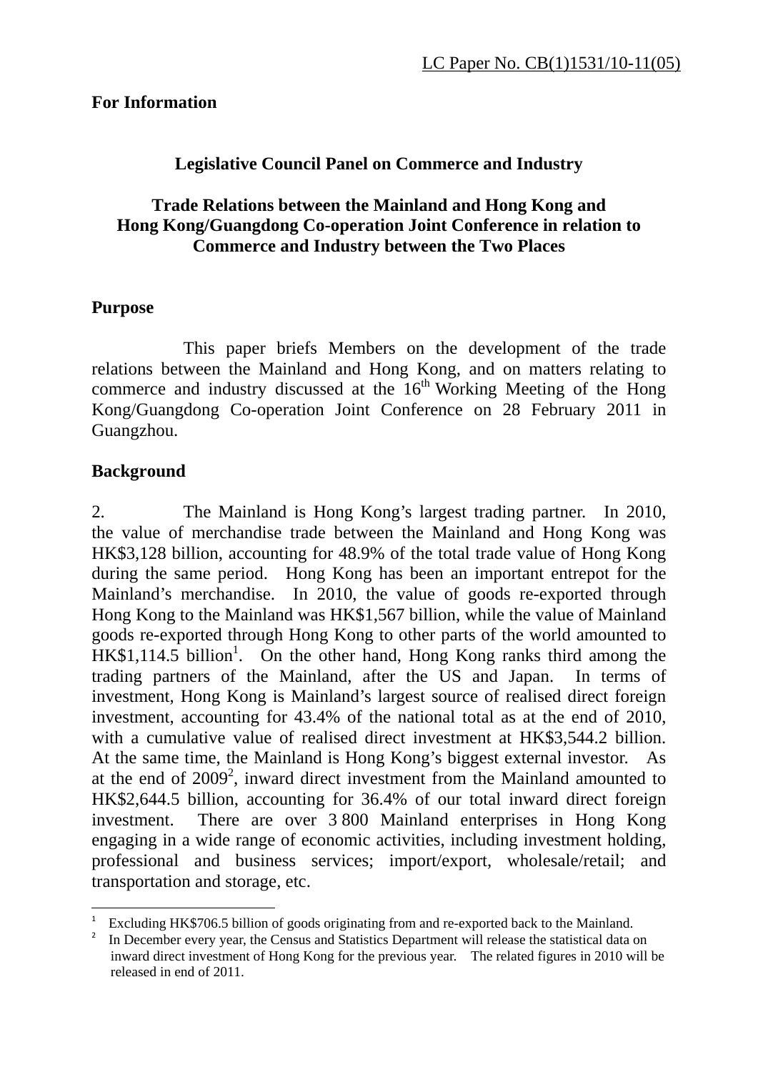LC Paper No. CB(1)1531/10-11(05)

**For Information**

**Legislative Council Panel on Commerce and Industry**

**Trade Relations between the Mainland and Hong Kong and Hong Kong/Guangdong Co-operation Joint Conference in relation to Commerce and Industry between the Two Places**

## Purpose

This paper briefs Members on the development of the trade relations between the Mainland and Hong Kong, and on matters relating to commerce and industry discussed at the 16th Working Meeting of the Hong Kong/Guangdong Co-operation Joint Conference on 28 February 2011 in Guangzhou.

## Background

2. The Mainland is Hong Kong's largest trading partner. In 2010, the value of merchandise trade between the Mainland and Hong Kong was HK$3,128 billion, accounting for 48.9% of the total trade value of Hong Kong during the same period. Hong Kong has been an important entrepot for the Mainland's merchandise. In 2010, the value of goods re-exported through Hong Kong to the Mainland was HK$1,567 billion, while the value of Mainland goods re-exported through Hong Kong to other parts of the world amounted to HK$1,114.5 billion[1]. On the other hand, Hong Kong ranks third among the trading partners of the Mainland, after the US and Japan. In terms of investment, Hong Kong is Mainland's largest source of realised direct foreign investment, accounting for 43.4% of the national total as at the end of 2010, with a cumulative value of realised direct investment at HK$3,544.2 billion. At the same time, the Mainland is Hong Kong's biggest external investor. As at the end of 2009[2], inward direct investment from the Mainland amounted to HK$2,644.5 billion, accounting for 36.4% of our total inward direct foreign investment. There are over 3 800 Mainland enterprises in Hong Kong engaging in a wide range of economic activities, including investment holding, professional and business services; import/export, wholesale/retail; and transportation and storage, etc.

---

[1] Excluding HK$706.5 billion of goods originating from and re-exported back to the Mainland.

[2] In December every year, the Census and Statistics Department will release the statistical data on inward direct investment of Hong Kong for the previous year. The related figures in 2010 will be released in end of 2011.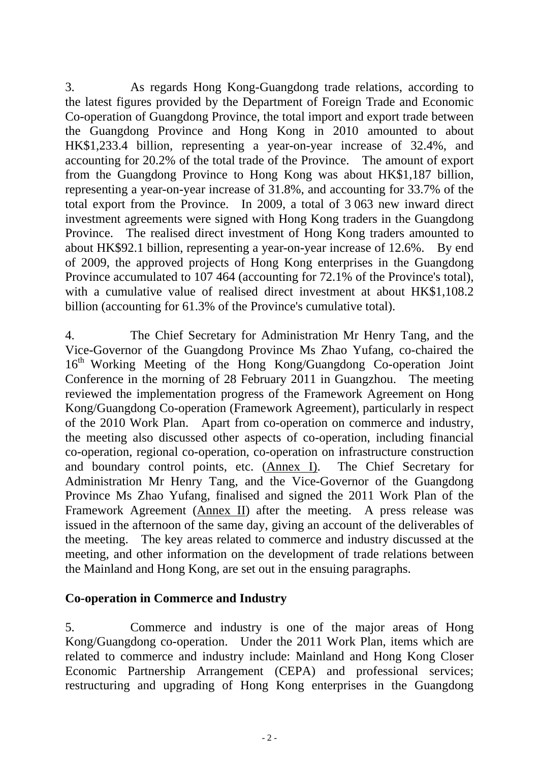3. As regards Hong Kong-Guangdong trade relations, according to the latest figures provided by the Department of Foreign Trade and Economic Co-operation of Guangdong Province, the total import and export trade between the Guangdong Province and Hong Kong in 2010 amounted to about HK$1,233.4 billion, representing a year-on-year increase of 32.4%, and accounting for 20.2% of the total trade of the Province. The amount of export from the Guangdong Province to Hong Kong was about HK$1,187 billion, representing a year-on-year increase of 31.8%, and accounting for 33.7% of the total export from the Province. In 2009, a total of 3 063 new inward direct investment agreements were signed with Hong Kong traders in the Guangdong Province. The realised direct investment of Hong Kong traders amounted to about HK$92.1 billion, representing a year-on-year increase of 12.6%. By end of 2009, the approved projects of Hong Kong enterprises in the Guangdong Province accumulated to 107 464 (accounting for 72.1% of the Province's total), with a cumulative value of realised direct investment at about HK$1,108.2 billion (accounting for 61.3% of the Province's cumulative total).

4. The Chief Secretary for Administration Mr Henry Tang, and the Vice-Governor of the Guangdong Province Ms Zhao Yufang, co-chaired the 16th Working Meeting of the Hong Kong/Guangdong Co-operation Joint Conference in the morning of 28 February 2011 in Guangzhou. The meeting reviewed the implementation progress of the Framework Agreement on Hong Kong/Guangdong Co-operation (Framework Agreement), particularly in respect of the 2010 Work Plan. Apart from co-operation on commerce and industry, the meeting also discussed other aspects of co-operation, including financial co-operation, regional co-operation, co-operation on infrastructure construction and boundary control points, etc. (Annex I). The Chief Secretary for Administration Mr Henry Tang, and the Vice-Governor of the Guangdong Province Ms Zhao Yufang, finalised and signed the 2011 Work Plan of the Framework Agreement (Annex II) after the meeting. A press release was issued in the afternoon of the same day, giving an account of the deliverables of the meeting. The key areas related to commerce and industry discussed at the meeting, and other information on the development of trade relations between the Mainland and Hong Kong, are set out in the ensuing paragraphs.

**Co-operation in Commerce and Industry**

5. Commerce and industry is one of the major areas of Hong Kong/Guangdong co-operation. Under the 2011 Work Plan, items which are related to commerce and industry include: Mainland and Hong Kong Closer Economic Partnership Arrangement (CEPA) and professional services; restructuring and upgrading of Hong Kong enterprises in the Guangdong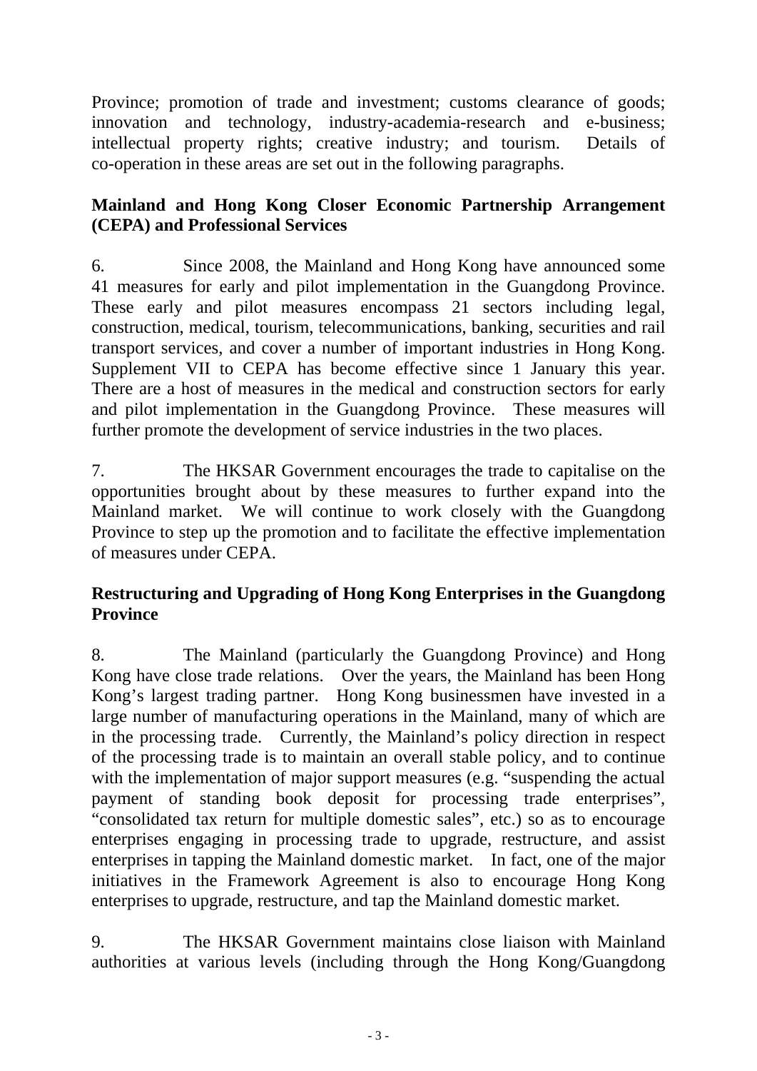Province; promotion of trade and investment; customs clearance of goods; innovation and technology, industry-academia-research and e-business; intellectual property rights; creative industry; and tourism. Details of co-operation in these areas are set out in the following paragraphs.

**Mainland and Hong Kong Closer Economic Partnership Arrangement (CEPA) and Professional Services**

6. Since 2008, the Mainland and Hong Kong have announced some 41 measures for early and pilot implementation in the Guangdong Province. These early and pilot measures encompass 21 sectors including legal, construction, medical, tourism, telecommunications, banking, securities and rail transport services, and cover a number of important industries in Hong Kong. Supplement VII to CEPA has become effective since 1 January this year. There are a host of measures in the medical and construction sectors for early and pilot implementation in the Guangdong Province. These measures will further promote the development of service industries in the two places.

7. The HKSAR Government encourages the trade to capitalise on the opportunities brought about by these measures to further expand into the Mainland market. We will continue to work closely with the Guangdong Province to step up the promotion and to facilitate the effective implementation of measures under CEPA.

**Restructuring and Upgrading of Hong Kong Enterprises in the Guangdong Province**

8. The Mainland (particularly the Guangdong Province) and Hong Kong have close trade relations. Over the years, the Mainland has been Hong Kong's largest trading partner. Hong Kong businessmen have invested in a large number of manufacturing operations in the Mainland, many of which are in the processing trade. Currently, the Mainland's policy direction in respect of the processing trade is to maintain an overall stable policy, and to continue with the implementation of major support measures (e.g. "suspending the actual payment of standing book deposit for processing trade enterprises", "consolidated tax return for multiple domestic sales", etc.) so as to encourage enterprises engaging in processing trade to upgrade, restructure, and assist enterprises in tapping the Mainland domestic market. In fact, one of the major initiatives in the Framework Agreement is also to encourage Hong Kong enterprises to upgrade, restructure, and tap the Mainland domestic market.

9. The HKSAR Government maintains close liaison with Mainland authorities at various levels (including through the Hong Kong/Guangdong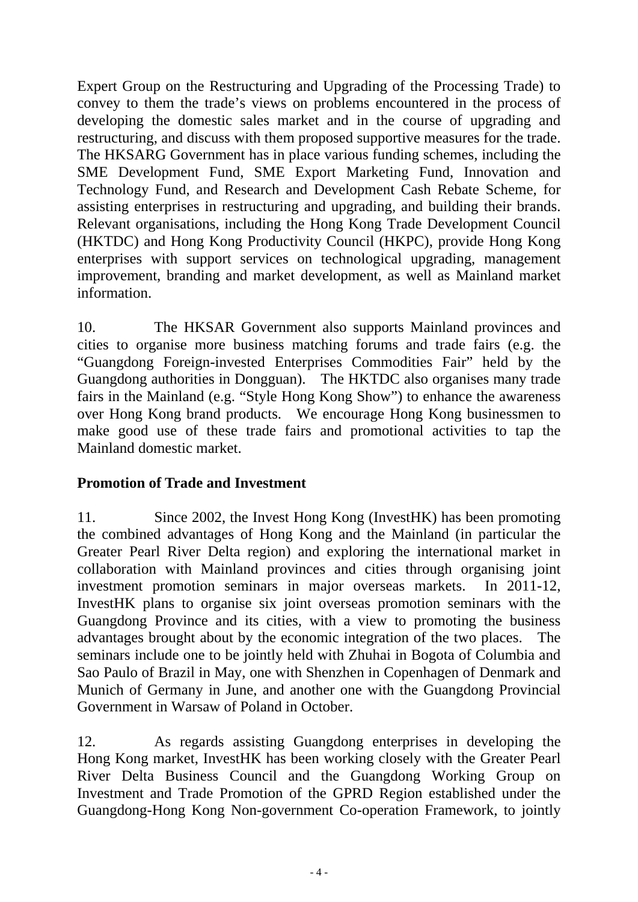Expert Group on the Restructuring and Upgrading of the Processing Trade) to convey to them the trade's views on problems encountered in the process of developing the domestic sales market and in the course of upgrading and restructuring, and discuss with them proposed supportive measures for the trade. The HKSARG Government has in place various funding schemes, including the SME Development Fund, SME Export Marketing Fund, Innovation and Technology Fund, and Research and Development Cash Rebate Scheme, for assisting enterprises in restructuring and upgrading, and building their brands. Relevant organisations, including the Hong Kong Trade Development Council (HKTDC) and Hong Kong Productivity Council (HKPC), provide Hong Kong enterprises with support services on technological upgrading, management improvement, branding and market development, as well as Mainland market information.

10. The HKSAR Government also supports Mainland provinces and cities to organise more business matching forums and trade fairs (e.g. the "Guangdong Foreign-invested Enterprises Commodities Fair" held by the Guangdong authorities in Dongguan). The HKTDC also organises many trade fairs in the Mainland (e.g. "Style Hong Kong Show") to enhance the awareness over Hong Kong brand products. We encourage Hong Kong businessmen to make good use of these trade fairs and promotional activities to tap the Mainland domestic market.

**Promotion of Trade and Investment**

11. Since 2002, the Invest Hong Kong (InvestHK) has been promoting the combined advantages of Hong Kong and the Mainland (in particular the Greater Pearl River Delta region) and exploring the international market in collaboration with Mainland provinces and cities through organising joint investment promotion seminars in major overseas markets. In 2011-12, InvestHK plans to organise six joint overseas promotion seminars with the Guangdong Province and its cities, with a view to promoting the business advantages brought about by the economic integration of the two places. The seminars include one to be jointly held with Zhuhai in Bogota of Columbia and Sao Paulo of Brazil in May, one with Shenzhen in Copenhagen of Denmark and Munich of Germany in June, and another one with the Guangdong Provincial Government in Warsaw of Poland in October.

12. As regards assisting Guangdong enterprises in developing the Hong Kong market, InvestHK has been working closely with the Greater Pearl River Delta Business Council and the Guangdong Working Group on Investment and Trade Promotion of the GPRD Region established under the Guangdong-Hong Kong Non-government Co-operation Framework, to jointly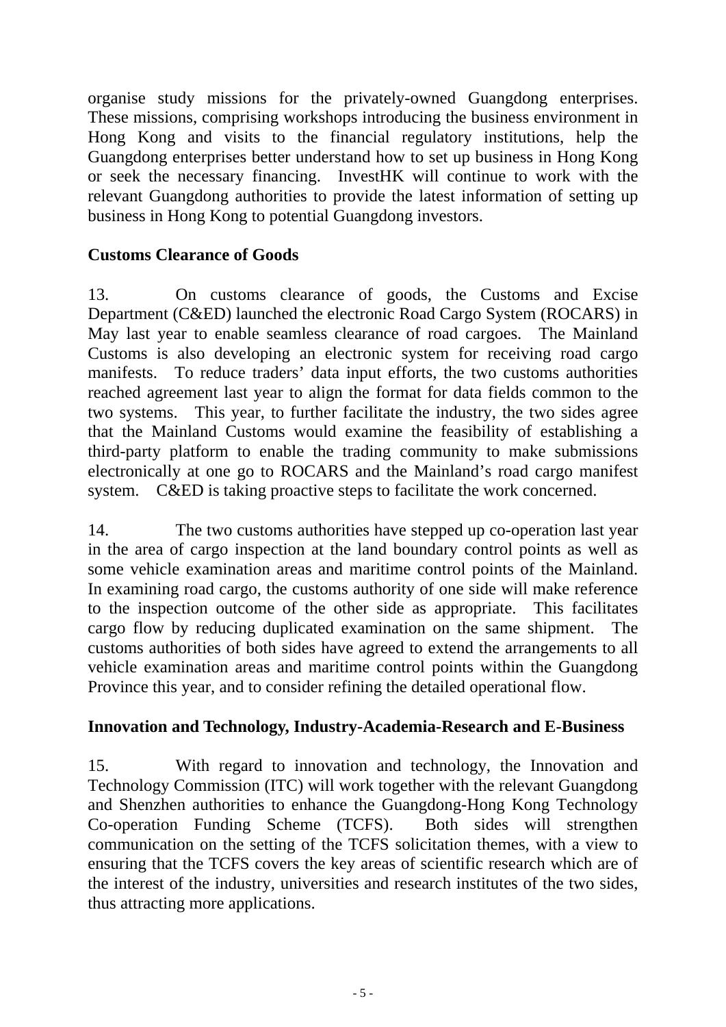organise study missions for the privately-owned Guangdong enterprises. These missions, comprising workshops introducing the business environment in Hong Kong and visits to the financial regulatory institutions, help the Guangdong enterprises better understand how to set up business in Hong Kong or seek the necessary financing. InvestHK will continue to work with the relevant Guangdong authorities to provide the latest information of setting up business in Hong Kong to potential Guangdong investors.

**Customs Clearance of Goods**

13. On customs clearance of goods, the Customs and Excise Department (C&ED) launched the electronic Road Cargo System (ROCARS) in May last year to enable seamless clearance of road cargoes. The Mainland Customs is also developing an electronic system for receiving road cargo manifests. To reduce traders' data input efforts, the two customs authorities reached agreement last year to align the format for data fields common to the two systems. This year, to further facilitate the industry, the two sides agree that the Mainland Customs would examine the feasibility of establishing a third-party platform to enable the trading community to make submissions electronically at one go to ROCARS and the Mainland's road cargo manifest system. C&ED is taking proactive steps to facilitate the work concerned.

14. The two customs authorities have stepped up co-operation last year in the area of cargo inspection at the land boundary control points as well as some vehicle examination areas and maritime control points of the Mainland. In examining road cargo, the customs authority of one side will make reference to the inspection outcome of the other side as appropriate. This facilitates cargo flow by reducing duplicated examination on the same shipment. The customs authorities of both sides have agreed to extend the arrangements to all vehicle examination areas and maritime control points within the Guangdong Province this year, and to consider refining the detailed operational flow.

**Innovation and Technology, Industry-Academia-Research and E-Business**

15. With regard to innovation and technology, the Innovation and Technology Commission (ITC) will work together with the relevant Guangdong and Shenzhen authorities to enhance the Guangdong-Hong Kong Technology Co-operation Funding Scheme (TCFS). Both sides will strengthen communication on the setting of the TCFS solicitation themes, with a view to ensuring that the TCFS covers the key areas of scientific research which are of the interest of the industry, universities and research institutes of the two sides, thus attracting more applications.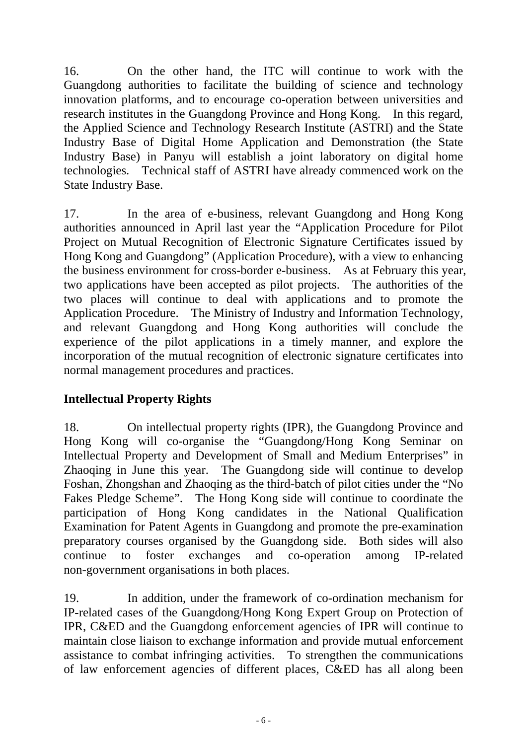16. On the other hand, the ITC will continue to work with the Guangdong authorities to facilitate the building of science and technology innovation platforms, and to encourage co-operation between universities and research institutes in the Guangdong Province and Hong Kong. In this regard, the Applied Science and Technology Research Institute (ASTRI) and the State Industry Base of Digital Home Application and Demonstration (the State Industry Base) in Panyu will establish a joint laboratory on digital home technologies. Technical staff of ASTRI have already commenced work on the State Industry Base.

17. In the area of e-business, relevant Guangdong and Hong Kong authorities announced in April last year the "Application Procedure for Pilot Project on Mutual Recognition of Electronic Signature Certificates issued by Hong Kong and Guangdong" (Application Procedure), with a view to enhancing the business environment for cross-border e-business. As at February this year, two applications have been accepted as pilot projects. The authorities of the two places will continue to deal with applications and to promote the Application Procedure. The Ministry of Industry and Information Technology, and relevant Guangdong and Hong Kong authorities will conclude the experience of the pilot applications in a timely manner, and explore the incorporation of the mutual recognition of electronic signature certificates into normal management procedures and practices.

**Intellectual Property Rights**

18. On intellectual property rights (IPR), the Guangdong Province and Hong Kong will co-organise the "Guangdong/Hong Kong Seminar on Intellectual Property and Development of Small and Medium Enterprises" in Zhaoqing in June this year. The Guangdong side will continue to develop Foshan, Zhongshan and Zhaoqing as the third-batch of pilot cities under the "No Fakes Pledge Scheme". The Hong Kong side will continue to coordinate the participation of Hong Kong candidates in the National Qualification Examination for Patent Agents in Guangdong and promote the pre-examination preparatory courses organised by the Guangdong side. Both sides will also continue to foster exchanges and co-operation among IP-related non-government organisations in both places.

19. In addition, under the framework of co-ordination mechanism for IP-related cases of the Guangdong/Hong Kong Expert Group on Protection of IPR, C&ED and the Guangdong enforcement agencies of IPR will continue to maintain close liaison to exchange information and provide mutual enforcement assistance to combat infringing activities. To strengthen the communications of law enforcement agencies of different places, C&ED has all along been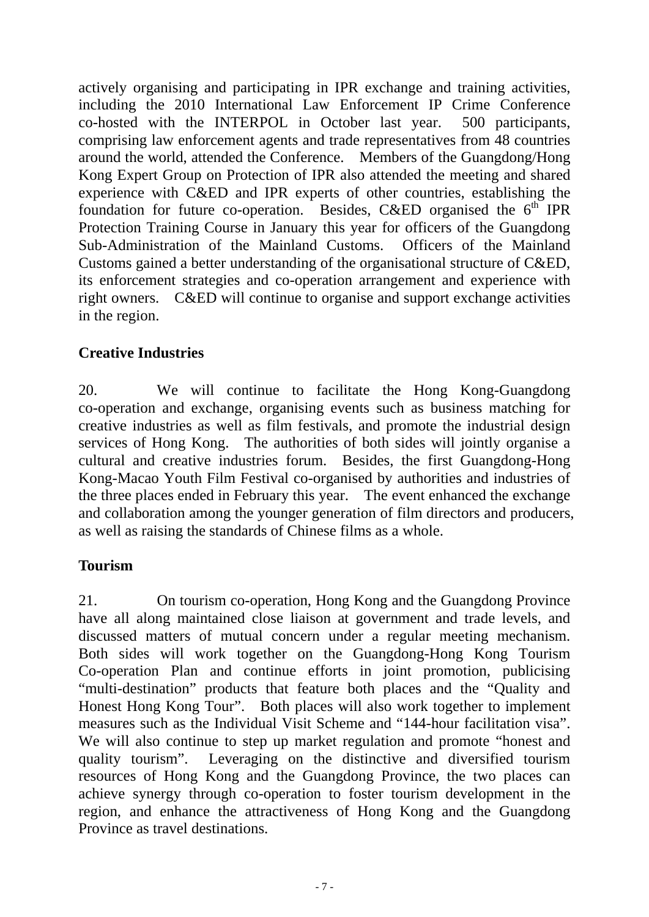actively organising and participating in IPR exchange and training activities, including the 2010 International Law Enforcement IP Crime Conference co-hosted with the INTERPOL in October last year. 500 participants, comprising law enforcement agents and trade representatives from 48 countries around the world, attended the Conference. Members of the Guangdong/Hong Kong Expert Group on Protection of IPR also attended the meeting and shared experience with C&ED and IPR experts of other countries, establishing the foundation for future co-operation. Besides, C&ED organised the 6th IPR Protection Training Course in January this year for officers of the Guangdong Sub-Administration of the Mainland Customs. Officers of the Mainland Customs gained a better understanding of the organisational structure of C&ED, its enforcement strategies and co-operation arrangement and experience with right owners. C&ED will continue to organise and support exchange activities in the region.

**Creative Industries**

20. We will continue to facilitate the Hong Kong-Guangdong co-operation and exchange, organising events such as business matching for creative industries as well as film festivals, and promote the industrial design services of Hong Kong. The authorities of both sides will jointly organise a cultural and creative industries forum. Besides, the first Guangdong-Hong Kong-Macao Youth Film Festival co-organised by authorities and industries of the three places ended in February this year. The event enhanced the exchange and collaboration among the younger generation of film directors and producers, as well as raising the standards of Chinese films as a whole.

**Tourism**

21. On tourism co-operation, Hong Kong and the Guangdong Province have all along maintained close liaison at government and trade levels, and discussed matters of mutual concern under a regular meeting mechanism. Both sides will work together on the Guangdong-Hong Kong Tourism Co-operation Plan and continue efforts in joint promotion, publicising "multi-destination" products that feature both places and the "Quality and Honest Hong Kong Tour". Both places will also work together to implement measures such as the Individual Visit Scheme and "144-hour facilitation visa". We will also continue to step up market regulation and promote "honest and quality tourism". Leveraging on the distinctive and diversified tourism resources of Hong Kong and the Guangdong Province, the two places can achieve synergy through co-operation to foster tourism development in the region, and enhance the attractiveness of Hong Kong and the Guangdong Province as travel destinations.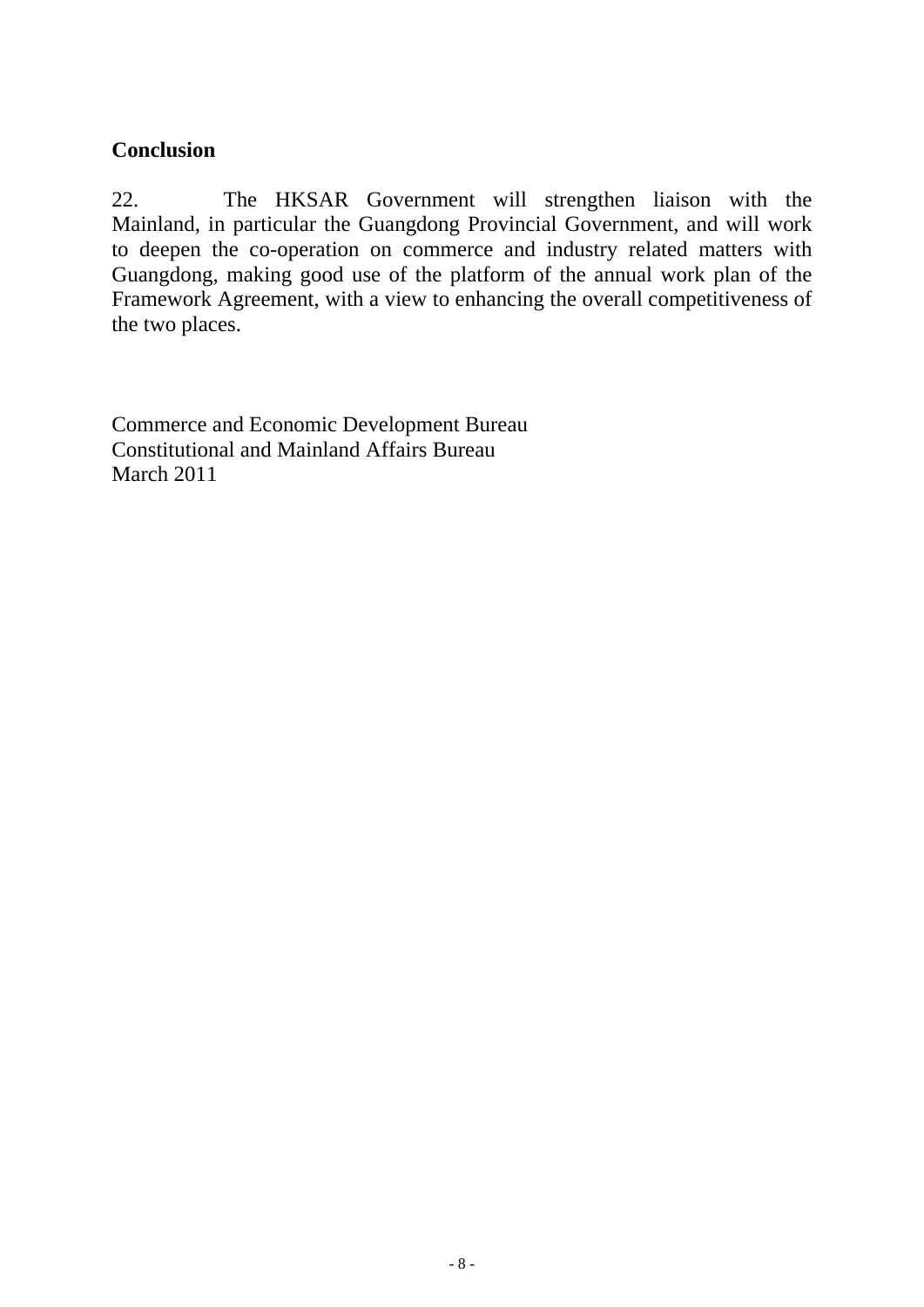**Conclusion**

22. The HKSAR Government will strengthen liaison with the Mainland, in particular the Guangdong Provincial Government, and will work to deepen the co-operation on commerce and industry related matters with Guangdong, making good use of the platform of the annual work plan of the Framework Agreement, with a view to enhancing the overall competitiveness of the two places.

Commerce and Economic Development Bureau
Constitutional and Mainland Affairs Bureau
March 2011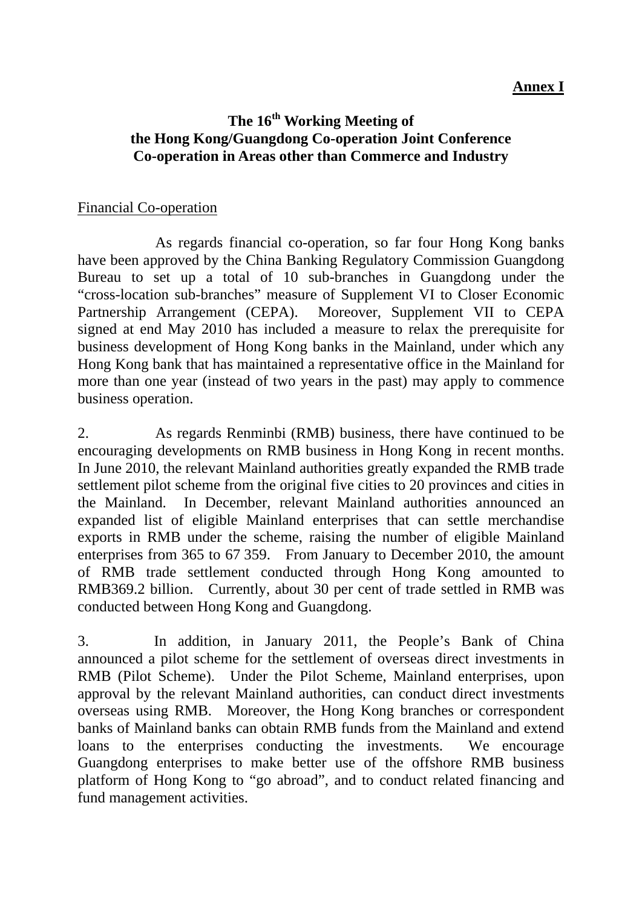**Annex I**

# The 16th Working Meeting of the Hong Kong/Guangdong Co-operation Joint Conference Co-operation in Areas other than Commerce and Industry

## Financial Co-operation

As regards financial co-operation, so far four Hong Kong banks have been approved by the China Banking Regulatory Commission Guangdong Bureau to set up a total of 10 sub-branches in Guangdong under the "cross-location sub-branches" measure of Supplement VI to Closer Economic Partnership Arrangement (CEPA). Moreover, Supplement VII to CEPA signed at end May 2010 has included a measure to relax the prerequisite for business development of Hong Kong banks in the Mainland, under which any Hong Kong bank that has maintained a representative office in the Mainland for more than one year (instead of two years in the past) may apply to commence business operation.

2. As regards Renminbi (RMB) business, there have continued to be encouraging developments on RMB business in Hong Kong in recent months. In June 2010, the relevant Mainland authorities greatly expanded the RMB trade settlement pilot scheme from the original five cities to 20 provinces and cities in the Mainland. In December, relevant Mainland authorities announced an expanded list of eligible Mainland enterprises that can settle merchandise exports in RMB under the scheme, raising the number of eligible Mainland enterprises from 365 to 67 359. From January to December 2010, the amount of RMB trade settlement conducted through Hong Kong amounted to RMB369.2 billion. Currently, about 30 per cent of trade settled in RMB was conducted between Hong Kong and Guangdong.

3. In addition, in January 2011, the People's Bank of China announced a pilot scheme for the settlement of overseas direct investments in RMB (Pilot Scheme). Under the Pilot Scheme, Mainland enterprises, upon approval by the relevant Mainland authorities, can conduct direct investments overseas using RMB. Moreover, the Hong Kong branches or correspondent banks of Mainland banks can obtain RMB funds from the Mainland and extend loans to the enterprises conducting the investments. We encourage Guangdong enterprises to make better use of the offshore RMB business platform of Hong Kong to "go abroad", and to conduct related financing and fund management activities.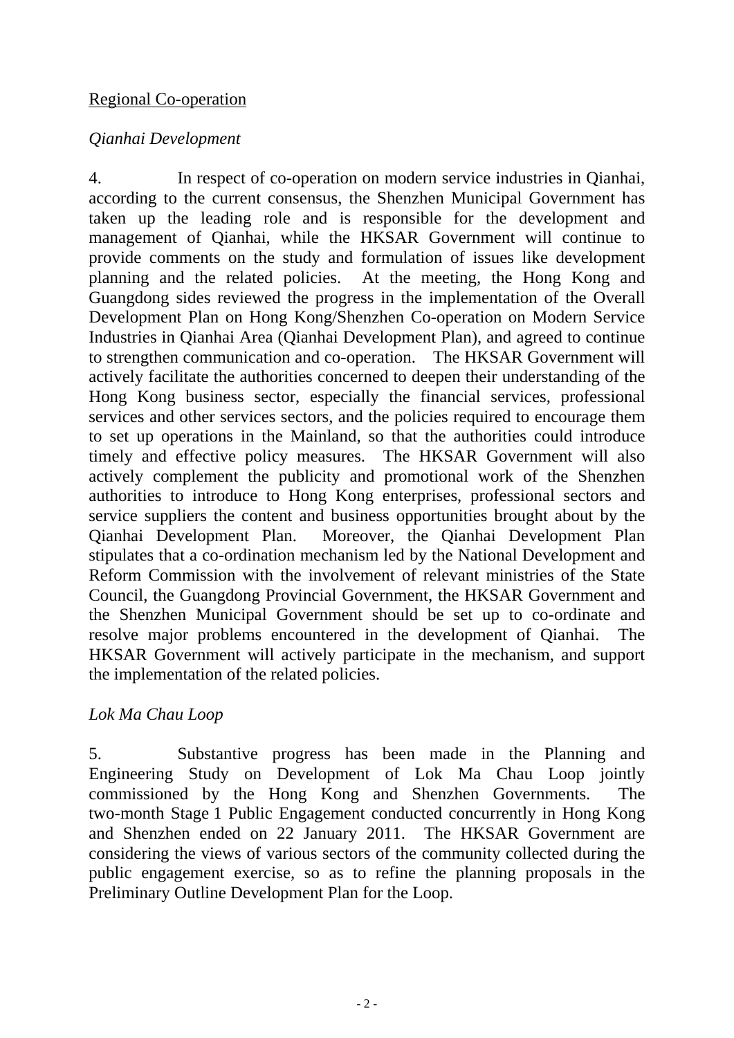Regional Co-operation

*Qianhai Development*

4. In respect of co-operation on modern service industries in Qianhai, according to the current consensus, the Shenzhen Municipal Government has taken up the leading role and is responsible for the development and management of Qianhai, while the HKSAR Government will continue to provide comments on the study and formulation of issues like development planning and the related policies. At the meeting, the Hong Kong and Guangdong sides reviewed the progress in the implementation of the Overall Development Plan on Hong Kong/Shenzhen Co-operation on Modern Service Industries in Qianhai Area (Qianhai Development Plan), and agreed to continue to strengthen communication and co-operation. The HKSAR Government will actively facilitate the authorities concerned to deepen their understanding of the Hong Kong business sector, especially the financial services, professional services and other services sectors, and the policies required to encourage them to set up operations in the Mainland, so that the authorities could introduce timely and effective policy measures. The HKSAR Government will also actively complement the publicity and promotional work of the Shenzhen authorities to introduce to Hong Kong enterprises, professional sectors and service suppliers the content and business opportunities brought about by the Qianhai Development Plan. Moreover, the Qianhai Development Plan stipulates that a co-ordination mechanism led by the National Development and Reform Commission with the involvement of relevant ministries of the State Council, the Guangdong Provincial Government, the HKSAR Government and the Shenzhen Municipal Government should be set up to co-ordinate and resolve major problems encountered in the development of Qianhai. The HKSAR Government will actively participate in the mechanism, and support the implementation of the related policies.

*Lok Ma Chau Loop*

5. Substantive progress has been made in the Planning and Engineering Study on Development of Lok Ma Chau Loop jointly commissioned by the Hong Kong and Shenzhen Governments. The two-month Stage 1 Public Engagement conducted concurrently in Hong Kong and Shenzhen ended on 22 January 2011. The HKSAR Government are considering the views of various sectors of the community collected during the public engagement exercise, so as to refine the planning proposals in the Preliminary Outline Development Plan for the Loop.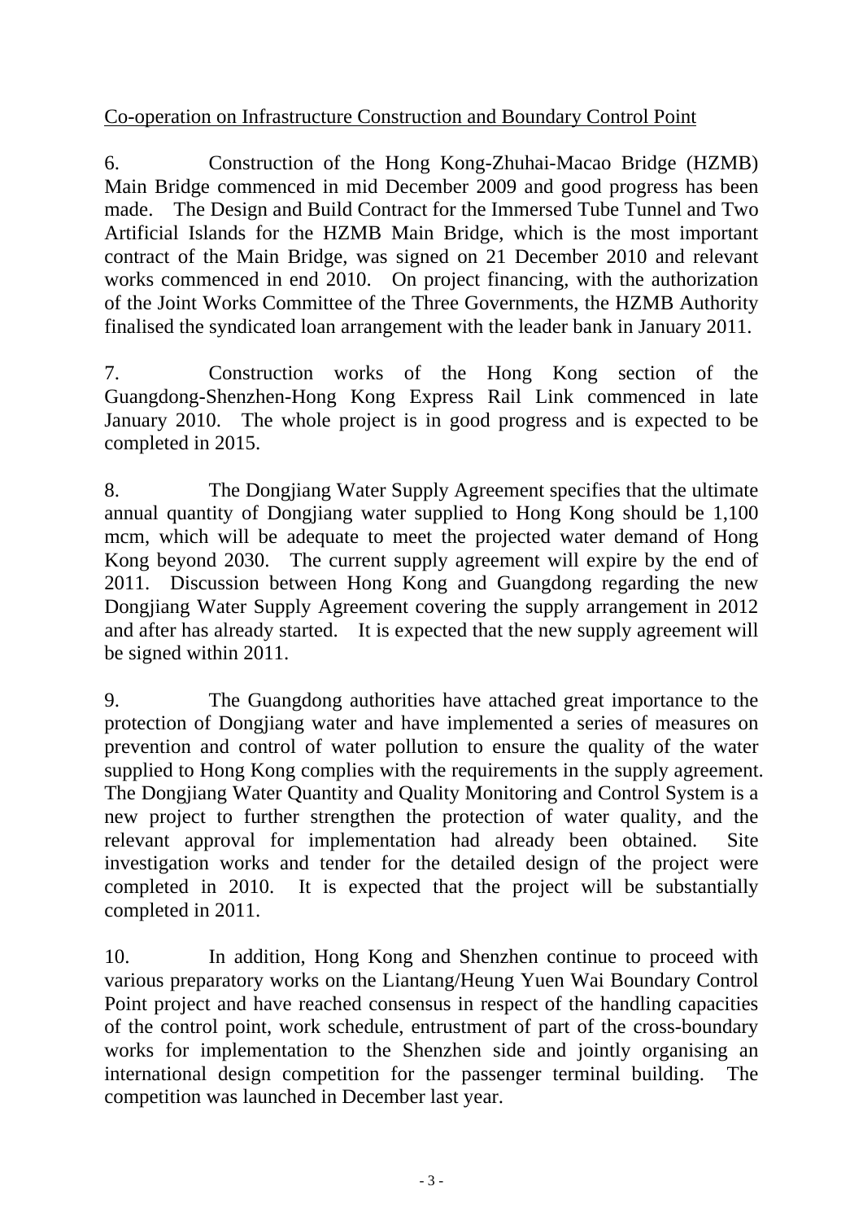Co-operation on Infrastructure Construction and Boundary Control Point

6. Construction of the Hong Kong-Zhuhai-Macao Bridge (HZMB) Main Bridge commenced in mid December 2009 and good progress has been made. The Design and Build Contract for the Immersed Tube Tunnel and Two Artificial Islands for the HZMB Main Bridge, which is the most important contract of the Main Bridge, was signed on 21 December 2010 and relevant works commenced in end 2010. On project financing, with the authorization of the Joint Works Committee of the Three Governments, the HZMB Authority finalised the syndicated loan arrangement with the leader bank in January 2011.

7. Construction works of the Hong Kong section of the Guangdong-Shenzhen-Hong Kong Express Rail Link commenced in late January 2010. The whole project is in good progress and is expected to be completed in 2015.

8. The Dongjiang Water Supply Agreement specifies that the ultimate annual quantity of Dongjiang water supplied to Hong Kong should be 1,100 mcm, which will be adequate to meet the projected water demand of Hong Kong beyond 2030. The current supply agreement will expire by the end of 2011. Discussion between Hong Kong and Guangdong regarding the new Dongjiang Water Supply Agreement covering the supply arrangement in 2012 and after has already started. It is expected that the new supply agreement will be signed within 2011.

9. The Guangdong authorities have attached great importance to the protection of Dongjiang water and have implemented a series of measures on prevention and control of water pollution to ensure the quality of the water supplied to Hong Kong complies with the requirements in the supply agreement. The Dongjiang Water Quantity and Quality Monitoring and Control System is a new project to further strengthen the protection of water quality, and the relevant approval for implementation had already been obtained. Site investigation works and tender for the detailed design of the project were completed in 2010. It is expected that the project will be substantially completed in 2011.

10. In addition, Hong Kong and Shenzhen continue to proceed with various preparatory works on the Liantang/Heung Yuen Wai Boundary Control Point project and have reached consensus in respect of the handling capacities of the control point, work schedule, entrustment of part of the cross-boundary works for implementation to the Shenzhen side and jointly organising an international design competition for the passenger terminal building. The competition was launched in December last year.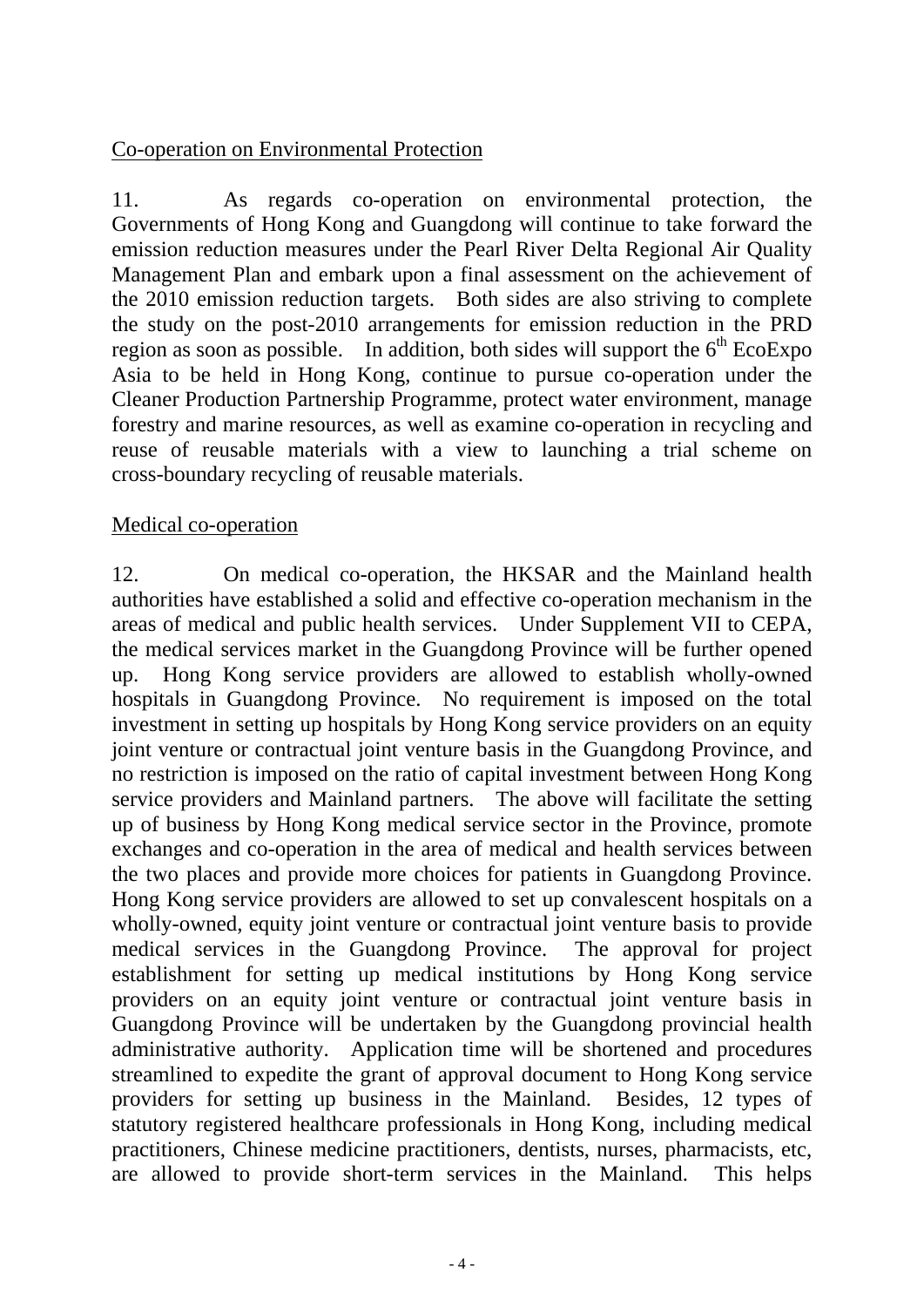Co-operation on Environmental Protection

11. As regards co-operation on environmental protection, the Governments of Hong Kong and Guangdong will continue to take forward the emission reduction measures under the Pearl River Delta Regional Air Quality Management Plan and embark upon a final assessment on the achievement of the 2010 emission reduction targets. Both sides are also striving to complete the study on the post-2010 arrangements for emission reduction in the PRD region as soon as possible. In addition, both sides will support the 6th EcoExpo Asia to be held in Hong Kong, continue to pursue co-operation under the Cleaner Production Partnership Programme, protect water environment, manage forestry and marine resources, as well as examine co-operation in recycling and reuse of reusable materials with a view to launching a trial scheme on cross-boundary recycling of reusable materials.

Medical co-operation

12. On medical co-operation, the HKSAR and the Mainland health authorities have established a solid and effective co-operation mechanism in the areas of medical and public health services. Under Supplement VII to CEPA, the medical services market in the Guangdong Province will be further opened up. Hong Kong service providers are allowed to establish wholly-owned hospitals in Guangdong Province. No requirement is imposed on the total investment in setting up hospitals by Hong Kong service providers on an equity joint venture or contractual joint venture basis in the Guangdong Province, and no restriction is imposed on the ratio of capital investment between Hong Kong service providers and Mainland partners. The above will facilitate the setting up of business by Hong Kong medical service sector in the Province, promote exchanges and co-operation in the area of medical and health services between the two places and provide more choices for patients in Guangdong Province. Hong Kong service providers are allowed to set up convalescent hospitals on a wholly-owned, equity joint venture or contractual joint venture basis to provide medical services in the Guangdong Province. The approval for project establishment for setting up medical institutions by Hong Kong service providers on an equity joint venture or contractual joint venture basis in Guangdong Province will be undertaken by the Guangdong provincial health administrative authority. Application time will be shortened and procedures streamlined to expedite the grant of approval document to Hong Kong service providers for setting up business in the Mainland. Besides, 12 types of statutory registered healthcare professionals in Hong Kong, including medical practitioners, Chinese medicine practitioners, dentists, nurses, pharmacists, etc, are allowed to provide short-term services in the Mainland. This helps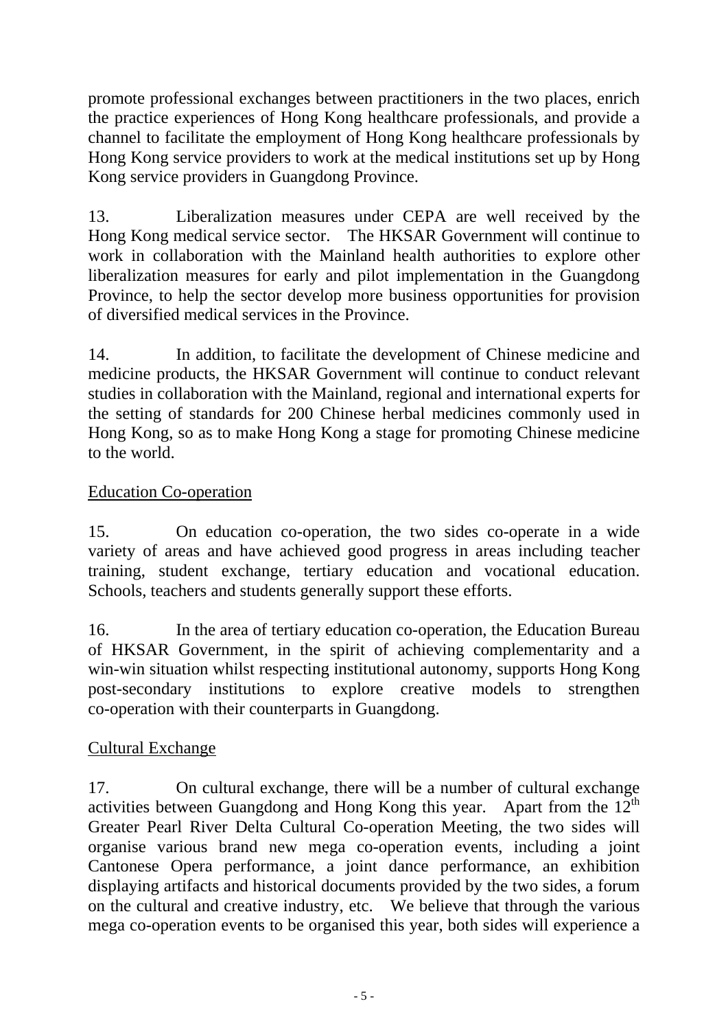promote professional exchanges between practitioners in the two places, enrich the practice experiences of Hong Kong healthcare professionals, and provide a channel to facilitate the employment of Hong Kong healthcare professionals by Hong Kong service providers to work at the medical institutions set up by Hong Kong service providers in Guangdong Province.

13. Liberalization measures under CEPA are well received by the Hong Kong medical service sector. The HKSAR Government will continue to work in collaboration with the Mainland health authorities to explore other liberalization measures for early and pilot implementation in the Guangdong Province, to help the sector develop more business opportunities for provision of diversified medical services in the Province.

14. In addition, to facilitate the development of Chinese medicine and medicine products, the HKSAR Government will continue to conduct relevant studies in collaboration with the Mainland, regional and international experts for the setting of standards for 200 Chinese herbal medicines commonly used in Hong Kong, so as to make Hong Kong a stage for promoting Chinese medicine to the world.

Education Co-operation

15. On education co-operation, the two sides co-operate in a wide variety of areas and have achieved good progress in areas including teacher training, student exchange, tertiary education and vocational education. Schools, teachers and students generally support these efforts.

16. In the area of tertiary education co-operation, the Education Bureau of HKSAR Government, in the spirit of achieving complementarity and a win-win situation whilst respecting institutional autonomy, supports Hong Kong post-secondary institutions to explore creative models to strengthen co-operation with their counterparts in Guangdong.

Cultural Exchange

17. On cultural exchange, there will be a number of cultural exchange activities between Guangdong and Hong Kong this year. Apart from the 12th Greater Pearl River Delta Cultural Co-operation Meeting, the two sides will organise various brand new mega co-operation events, including a joint Cantonese Opera performance, a joint dance performance, an exhibition displaying artifacts and historical documents provided by the two sides, a forum on the cultural and creative industry, etc. We believe that through the various mega co-operation events to be organised this year, both sides will experience a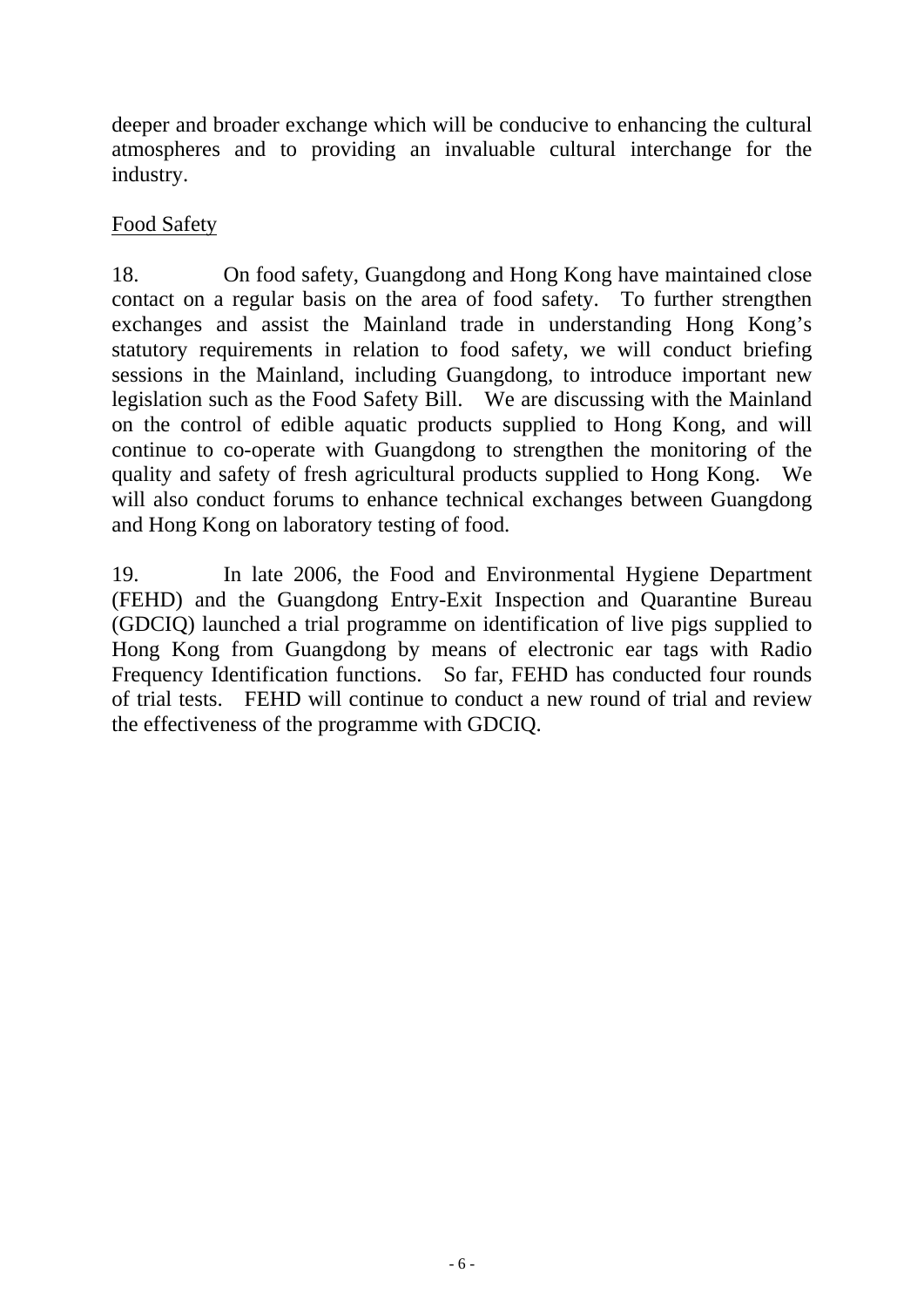deeper and broader exchange which will be conducive to enhancing the cultural atmospheres and to providing an invaluable cultural interchange for the industry.

<u>Food Safety</u>

18. On food safety, Guangdong and Hong Kong have maintained close contact on a regular basis on the area of food safety. To further strengthen exchanges and assist the Mainland trade in understanding Hong Kong's statutory requirements in relation to food safety, we will conduct briefing sessions in the Mainland, including Guangdong, to introduce important new legislation such as the Food Safety Bill. We are discussing with the Mainland on the control of edible aquatic products supplied to Hong Kong, and will continue to co-operate with Guangdong to strengthen the monitoring of the quality and safety of fresh agricultural products supplied to Hong Kong. We will also conduct forums to enhance technical exchanges between Guangdong and Hong Kong on laboratory testing of food.

19. In late 2006, the Food and Environmental Hygiene Department (FEHD) and the Guangdong Entry-Exit Inspection and Quarantine Bureau (GDCIQ) launched a trial programme on identification of live pigs supplied to Hong Kong from Guangdong by means of electronic ear tags with Radio Frequency Identification functions. So far, FEHD has conducted four rounds of trial tests. FEHD will continue to conduct a new round of trial and review the effectiveness of the programme with GDCIQ.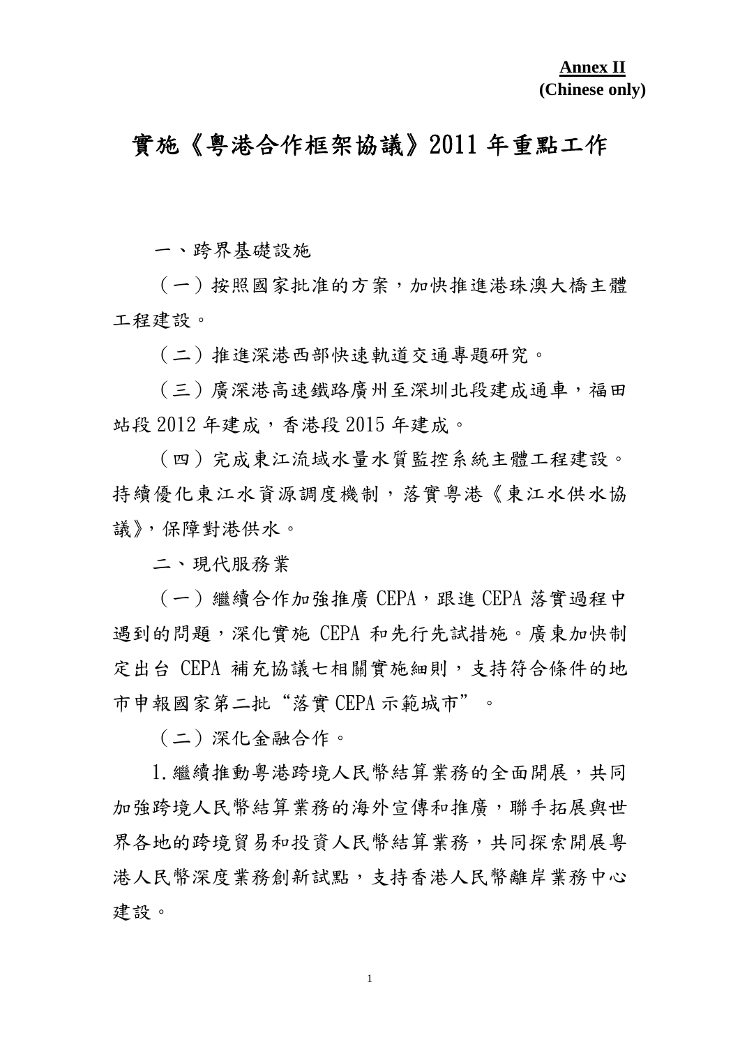**Annex II**
**(Chinese only)**

# 實施《粵港合作框架協議》2011 年重點工作

一、跨界基礎設施

（一）按照國家批准的方案，加快推進港珠澳大橋主體工程建設。

（二）推進深港西部快速軌道交通專題研究。

（三）廣深港高速鐵路廣州至深圳北段建成通車，福田站段 2012 年建成，香港段 2015 年建成。

（四）完成東江流域水量水質監控系統主體工程建設。持續優化東江水資源調度機制，落實粵港《東江水供水協議》，保障對港供水。

二、現代服務業

（一）繼續合作加強推廣 CEPA，跟進 CEPA 落實過程中遇到的問題，深化實施 CEPA 和先行先試措施。廣東加快制定出台 CEPA 補充協議七相關實施細則，支持符合條件的地市申報國家第二批“落實 CEPA 示範城市”。

（二）深化金融合作。

1.繼續推動粵港跨境人民幣結算業務的全面開展，共同加強跨境人民幣結算業務的海外宣傳和推廣，聯手拓展與世界各地的跨境貿易和投資人民幣結算業務，共同探索開展粵港人民幣深度業務創新試點，支持香港人民幣離岸業務中心建設。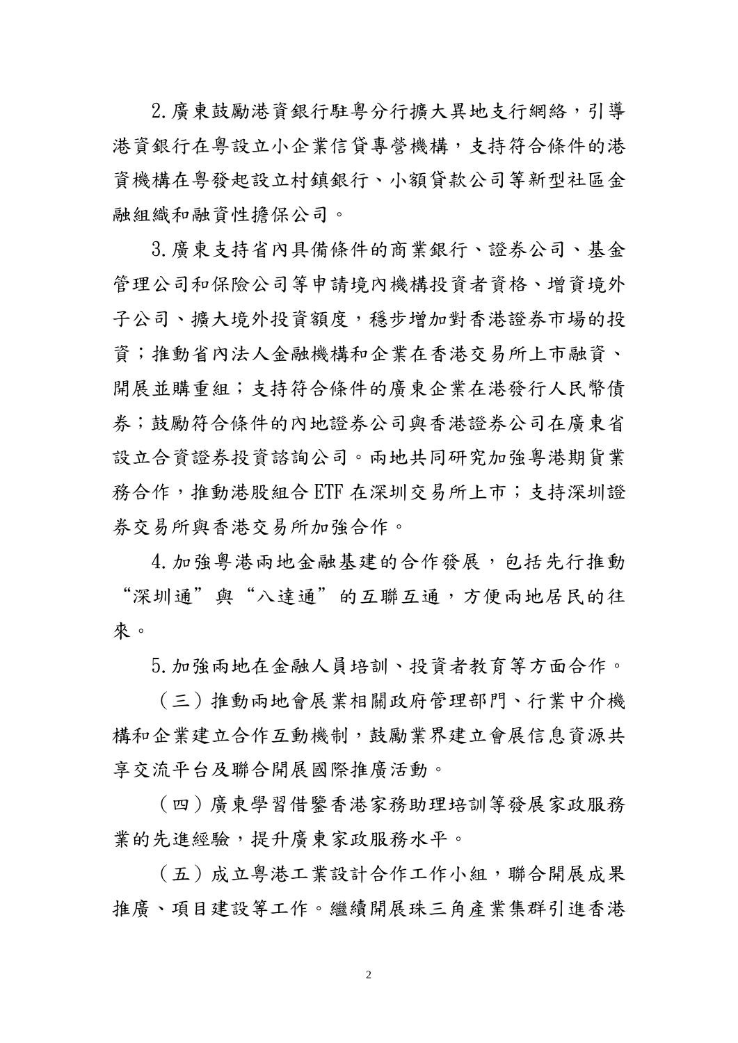2.廣東鼓勵港資銀行駐粵分行擴大異地支行網絡，引導港資銀行在粵設立小企業信貸專營機構，支持符合條件的港資機構在粵發起設立村鎮銀行、小額貸款公司等新型社區金融組織和融資性擔保公司。

3.廣東支持省內具備條件的商業銀行、證券公司、基金管理公司和保險公司等申請境內機構投資者資格、增資境外子公司、擴大境外投資額度，穩步增加對香港證券市場的投資；推動省內法人金融機構和企業在香港交易所上市融資、開展並購重組；支持符合條件的廣東企業在港發行人民幣債券；鼓勵符合條件的內地證券公司與香港證券公司在廣東省設立合資證券投資諮詢公司。兩地共同研究加強粵港期貨業務合作，推動港股組合 ETF 在深圳交易所上市；支持深圳證券交易所與香港交易所加強合作。

4.加強粵港兩地金融基建的合作發展，包括先行推動“深圳通”與“八達通”的互聯互通，方便兩地居民的往來。

5.加強兩地在金融人員培訓、投資者教育等方面合作。

（三）推動兩地會展業相關政府管理部門、行業中介機構和企業建立合作互動機制，鼓勵業界建立會展信息資源共享交流平台及聯合開展國際推廣活動。

（四）廣東學習借鑒香港家務助理培訓等發展家政服務業的先進經驗，提升廣東家政服務水平。

（五）成立粵港工業設計合作工作小組，聯合開展成果推廣、項目建設等工作。繼續開展珠三角產業集群引進香港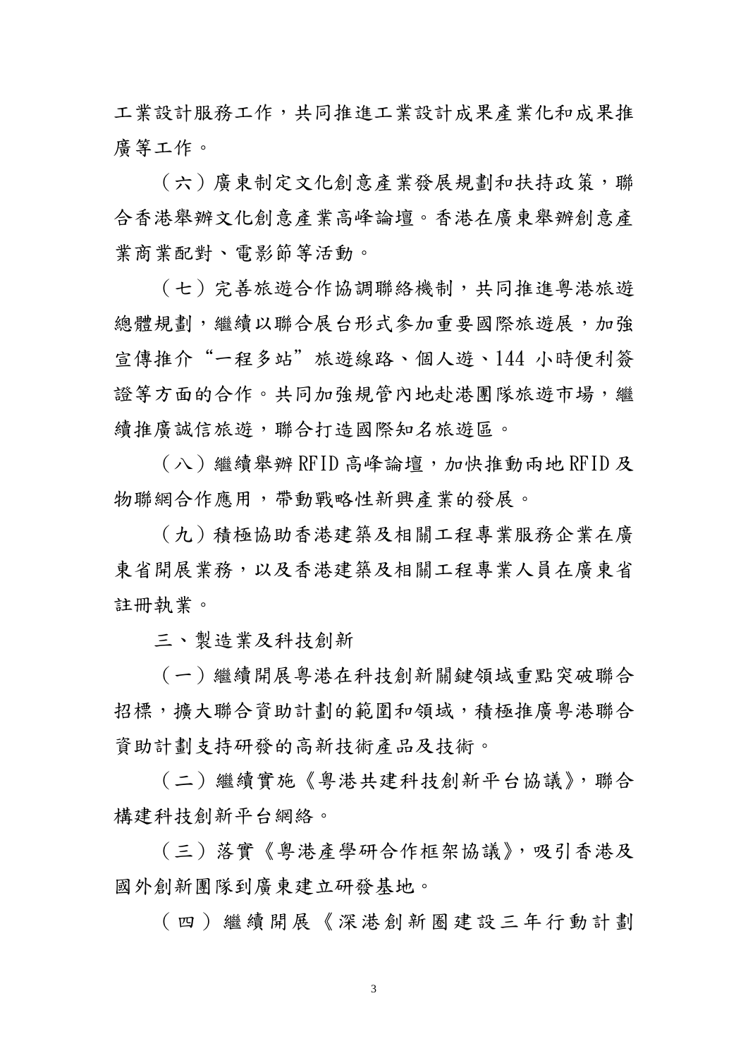工業設計服務工作，共同推進工業設計成果產業化和成果推廣等工作。

（六）廣東制定文化創意產業發展規劃和扶持政策，聯合香港舉辦文化創意產業高峰論壇。香港在廣東舉辦創意產業商業配對、電影節等活動。

（七）完善旅遊合作協調聯絡機制，共同推進粵港旅遊總體規劃，繼續以聯合展台形式參加重要國際旅遊展，加強宣傳推介"一程多站"旅遊線路、個人遊、144 小時便利簽證等方面的合作。共同加強規管內地赴港團隊旅遊市場，繼續推廣誠信旅遊，聯合打造國際知名旅遊區。

（八）繼續舉辦 RFID 高峰論壇，加快推動兩地 RFID 及物聯網合作應用，帶動戰略性新興產業的發展。

（九）積極協助香港建築及相關工程專業服務企業在廣東省開展業務，以及香港建築及相關工程專業人員在廣東省註冊執業。

## 三、製造業及科技創新

（一）繼續開展粵港在科技創新關鍵領域重點突破聯合招標，擴大聯合資助計劃的範圍和領域，積極推廣粵港聯合資助計劃支持研發的高新技術產品及技術。

（二）繼續實施《粵港共建科技創新平台協議》，聯合構建科技創新平台網絡。

（三）落實《粵港產學研合作框架協議》，吸引香港及國外創新團隊到廣東建立研發基地。

（四）繼續開展《深港創新圈建設三年行動計劃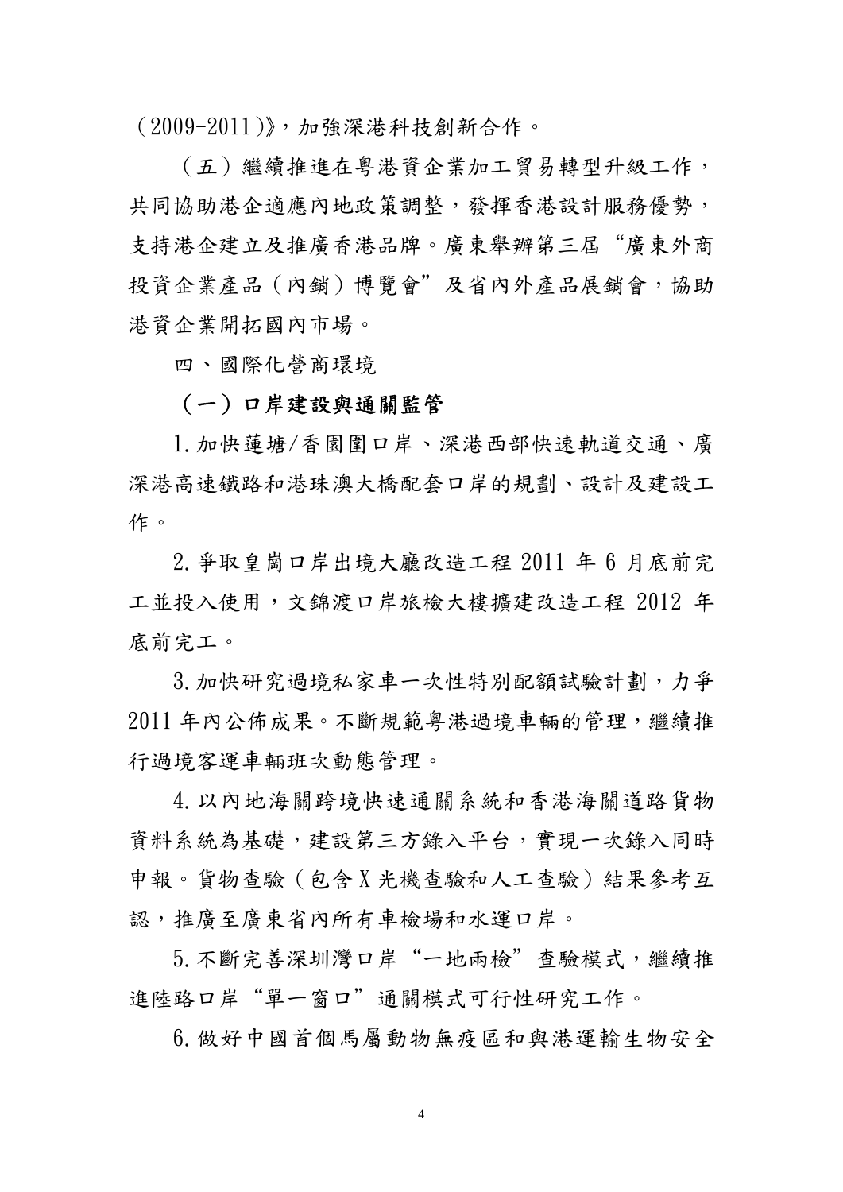（2009-2011）》，加強深港科技創新合作。

（五）繼續推進在粵港資企業加工貿易轉型升級工作，共同協助港企適應內地政策調整，發揮香港設計服務優勢，支持港企建立及推廣香港品牌。廣東舉辦第三屆“廣東外商投資企業產品（內銷）博覽會”及省內外產品展銷會，協助港資企業開拓國內市場。

四、國際化營商環境

**（一）口岸建設與通關監管**

1.加快蓮塘/香園圍口岸、深港西部快速軌道交通、廣深港高速鐵路和港珠澳大橋配套口岸的規劃、設計及建設工作。

2.爭取皇崗口岸出境大廳改造工程 2011 年 6 月底前完工並投入使用，文錦渡口岸旅檢大樓擴建改造工程 2012 年底前完工。

3.加快研究過境私家車一次性特別配額試驗計劃，力爭 2011 年內公佈成果。不斷規範粵港過境車輛的管理，繼續推行過境客運車輛班次動態管理。

4.以內地海關跨境快速通關系統和香港海關道路貨物資料系統為基礎，建設第三方錄入平台，實現一次錄入同時申報。貨物查驗（包含 X 光機查驗和人工查驗）結果參考互認，推廣至廣東省內所有車檢場和水運口岸。

5.不斷完善深圳灣口岸“一地兩檢”查驗模式，繼續推進陸路口岸“單一窗口”通關模式可行性研究工作。

6.做好中國首個馬屬動物無疫區和與港運輸生物安全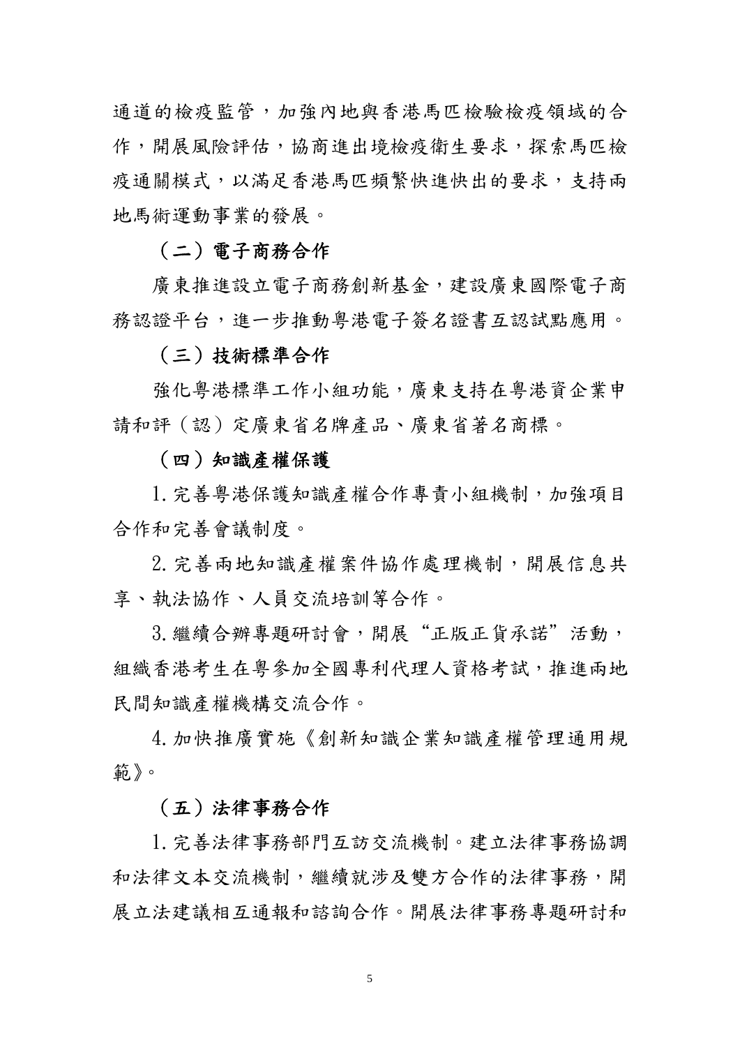通道的檢疫監管，加強內地與香港馬匹檢驗檢疫領域的合作，開展風險評估，協商進出境檢疫衛生要求，探索馬匹檢疫通關模式，以滿足香港馬匹頻繁快進快出的要求，支持兩地馬術運動事業的發展。

**（二）電子商務合作**

廣東推進設立電子商務創新基金，建設廣東國際電子商務認證平台，進一步推動粵港電子簽名證書互認試點應用。

**（三）技術標準合作**

強化粵港標準工作小組功能，廣東支持在粵港資企業申請和評（認）定廣東省名牌產品、廣東省著名商標。

**（四）知識產權保護**

1. 完善粵港保護知識產權合作專責小組機制，加強項目合作和完善會議制度。

2. 完善兩地知識產權案件協作處理機制，開展信息共享、執法協作、人員交流培訓等合作。

3. 繼續合辦專題研討會，開展“正版正貨承諾”活動，組織香港考生在粵參加全國專利代理人資格考試，推進兩地民間知識產權機構交流合作。

4. 加快推廣實施《創新知識企業知識產權管理通用規範》。

**（五）法律事務合作**

1. 完善法律事務部門互訪交流機制。建立法律事務協調和法律文本交流機制，繼續就涉及雙方合作的法律事務，開展立法建議相互通報和諮詢合作。開展法律事務專題研討和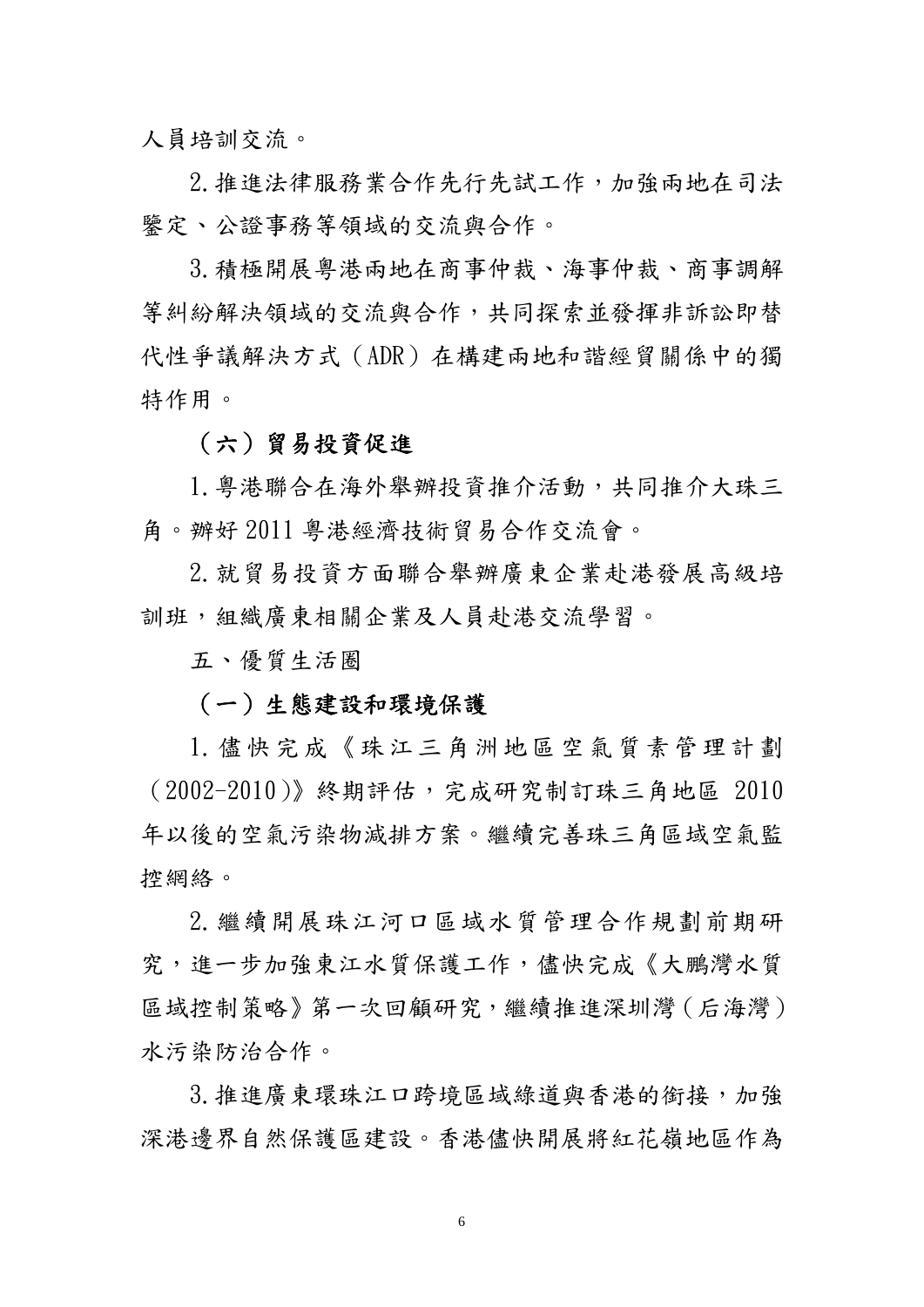人員培訓交流。

2.推進法律服務業合作先行先試工作，加強兩地在司法鑒定、公證事務等領域的交流與合作。

3.積極開展粵港兩地在商事仲裁、海事仲裁、商事調解等糾紛解決領域的交流與合作，共同探索並發揮非訴訟即替代性爭議解決方式（ADR）在構建兩地和諧經貿關係中的獨特作用。

**（六）貿易投資促進**

1.粵港聯合在海外舉辦投資推介活動，共同推介大珠三角。辦好 2011 粵港經濟技術貿易合作交流會。

2.就貿易投資方面聯合舉辦廣東企業赴港發展高級培訓班，組織廣東相關企業及人員赴港交流學習。

五、優質生活圈

**（一）生態建設和環境保護**

1.儘快完成《珠江三角洲地區空氣質素管理計劃（2002-2010）》終期評估，完成研究制訂珠三角地區 2010 年以後的空氣污染物減排方案。繼續完善珠三角區域空氣監控網絡。

2.繼續開展珠江河口區域水質管理合作規劃前期研究，進一步加強東江水質保護工作，儘快完成《大鵬灣水質區域控制策略》第一次回顧研究，繼續推進深圳灣（后海灣）水污染防治合作。

3.推進廣東環珠江口跨境區域綠道與香港的銜接，加強深港邊界自然保護區建設。香港儘快開展將紅花嶺地區作為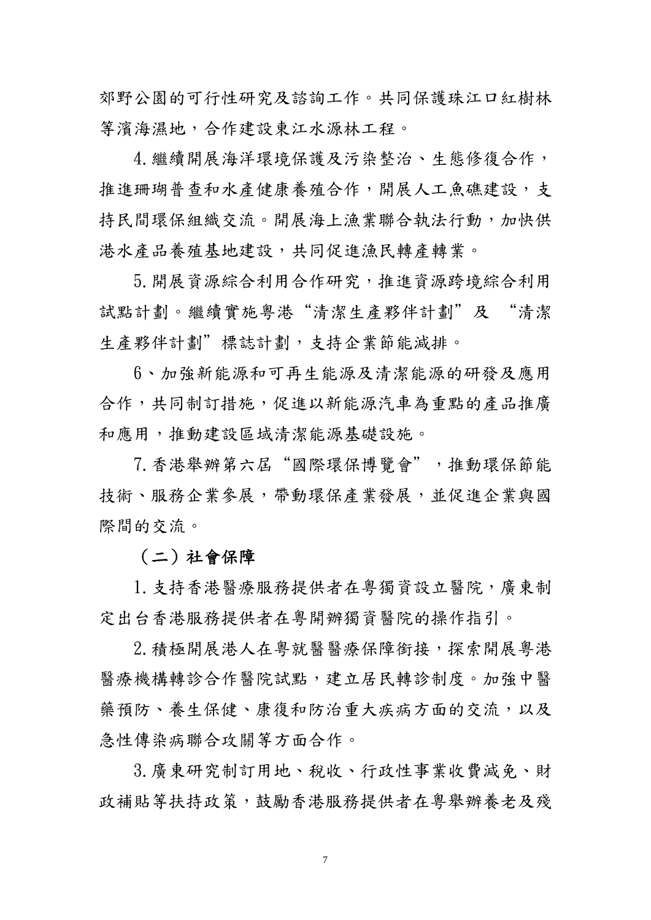郊野公園的可行性研究及諮詢工作。共同保護珠江口紅樹林等濱海濕地，合作建設東江水源林工程。

4.繼續開展海洋環境保護及污染整治、生態修復合作，推進珊瑚普查和水產健康養殖合作，開展人工魚礁建設，支持民間環保組織交流。開展海上漁業聯合執法行動，加快供港水產品養殖基地建設，共同促進漁民轉產轉業。

5.開展資源綜合利用合作研究，推進資源跨境綜合利用試點計劃。繼續實施粵港"清潔生產夥伴計劃"及 "清潔生產夥伴計劃"標誌計劃，支持企業節能減排。

6、加強新能源和可再生能源及清潔能源的研發及應用合作，共同制訂措施，促進以新能源汽車為重點的產品推廣和應用，推動建設區域清潔能源基礎設施。

7.香港舉辦第六屆"國際環保博覽會"，推動環保節能技術、服務企業參展，帶動環保產業發展，並促進企業與國際間的交流。

**（二）社會保障**

1.支持香港醫療服務提供者在粵獨資設立醫院，廣東制定出台香港服務提供者在粵開辦獨資醫院的操作指引。

2.積極開展港人在粵就醫醫療保障銜接，探索開展粵港醫療機構轉診合作醫院試點，建立居民轉診制度。加強中醫藥預防、養生保健、康復和防治重大疾病方面的交流，以及急性傳染病聯合攻關等方面合作。

3.廣東研究制訂用地、稅收、行政性事業收費減免、財政補貼等扶持政策，鼓勵香港服務提供者在粵舉辦養老及殘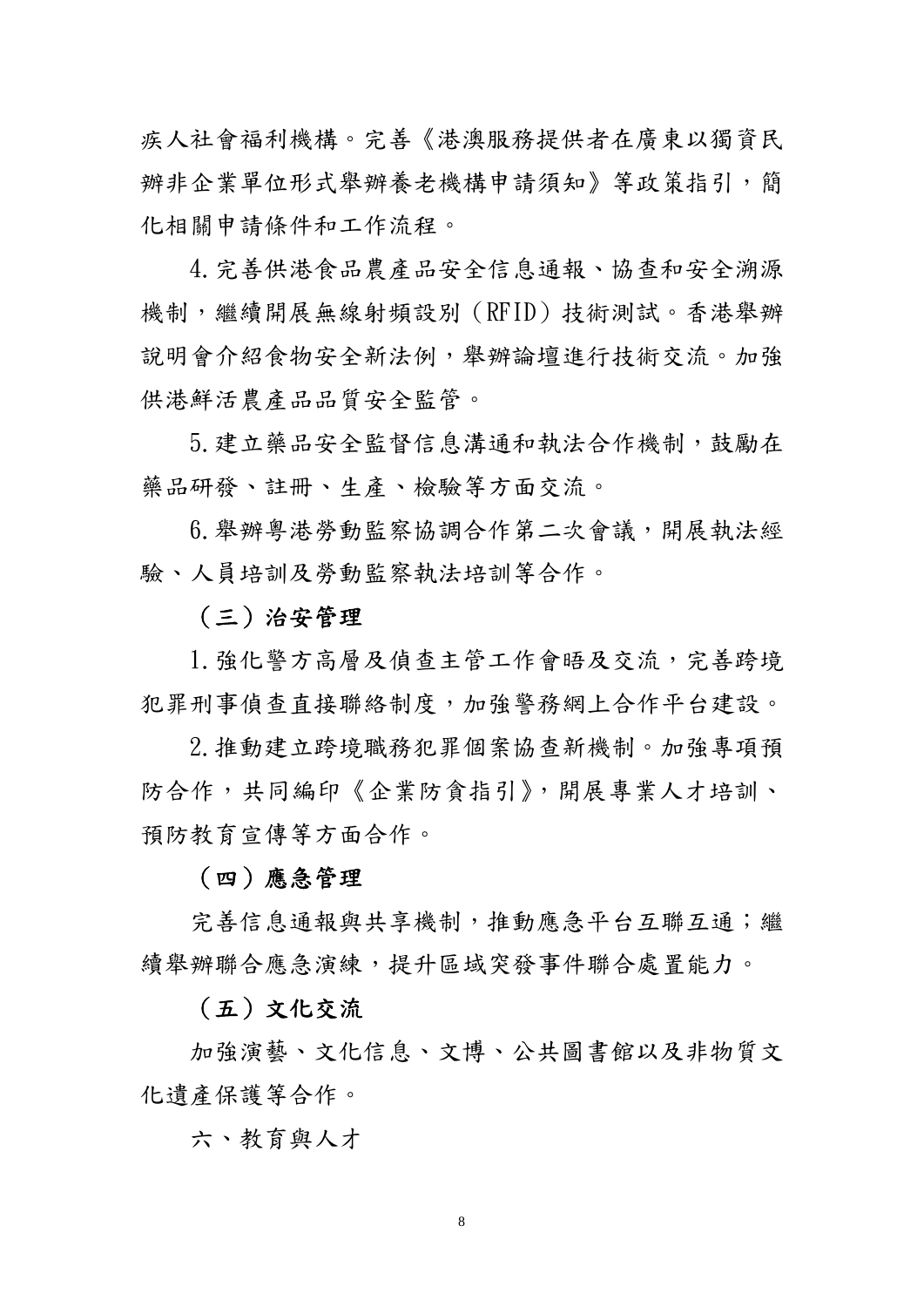疾人社會福利機構。完善《港澳服務提供者在廣東以獨資民辦非企業單位形式舉辦養老機構申請須知》等政策指引，簡化相關申請條件和工作流程。

4. 完善供港食品農產品安全信息通報、協查和安全溯源機制，繼續開展無線射頻設別（RFID）技術測試。香港舉辦說明會介紹食物安全新法例，舉辦論壇進行技術交流。加強供港鮮活農產品品質安全監管。

5. 建立藥品安全監督信息溝通和執法合作機制，鼓勵在藥品研發、註冊、生產、檢驗等方面交流。

6. 舉辦粵港勞動監察協調合作第二次會議，開展執法經驗、人員培訓及勞動監察執法培訓等合作。

**（三）治安管理**

1. 強化警方高層及偵查主管工作會晤及交流，完善跨境犯罪刑事偵查直接聯絡制度，加強警務網上合作平台建設。

2. 推動建立跨境職務犯罪個案協查新機制。加強專項預防合作，共同編印《企業防貪指引》，開展專業人才培訓、預防教育宣傳等方面合作。

**（四）應急管理**

完善信息通報與共享機制，推動應急平台互聯互通；繼續舉辦聯合應急演練，提升區域突發事件聯合處置能力。

**（五）文化交流**

加強演藝、文化信息、文博、公共圖書館以及非物質文化遺產保護等合作。

六、教育與人才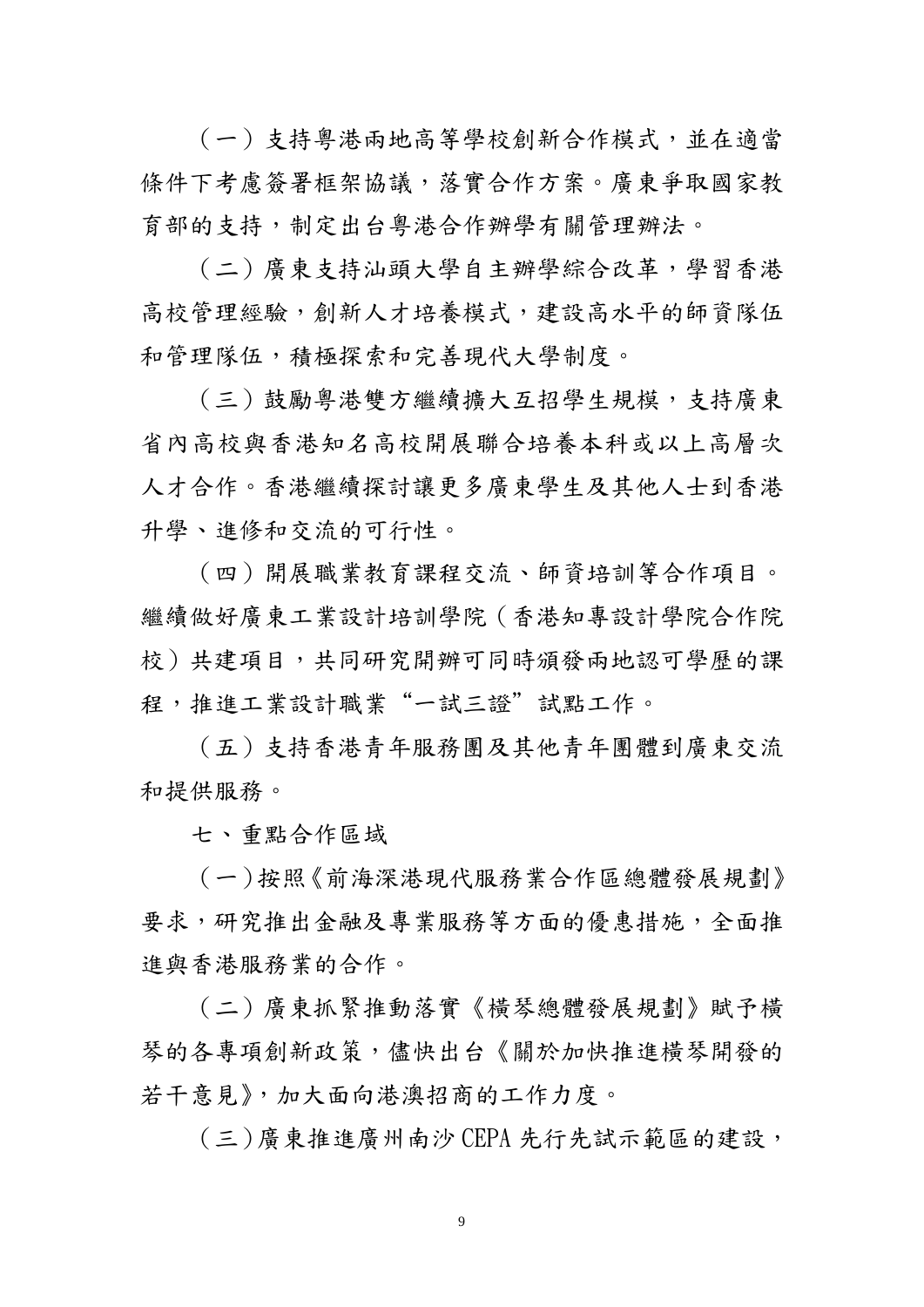（一）支持粵港兩地高等學校創新合作模式，並在適當條件下考慮簽署框架協議，落實合作方案。廣東爭取國家教育部的支持，制定出台粵港合作辦學有關管理辦法。

（二）廣東支持汕頭大學自主辦學綜合改革，學習香港高校管理經驗，創新人才培養模式，建設高水平的師資隊伍和管理隊伍，積極探索和完善現代大學制度。

（三）鼓勵粵港雙方繼續擴大互招學生規模，支持廣東省內高校與香港知名高校開展聯合培養本科或以上高層次人才合作。香港繼續探討讓更多廣東學生及其他人士到香港升學、進修和交流的可行性。

（四）開展職業教育課程交流、師資培訓等合作項目。繼續做好廣東工業設計培訓學院（香港知專設計學院合作院校）共建項目，共同研究開辦可同時頒發兩地認可學歷的課程，推進工業設計職業"一試三證"試點工作。

（五）支持香港青年服務團及其他青年團體到廣東交流和提供服務。

七、重點合作區域

（一）按照《前海深港現代服務業合作區總體發展規劃》要求，研究推出金融及專業服務等方面的優惠措施，全面推進與香港服務業的合作。

（二）廣東抓緊推動落實《橫琴總體發展規劃》賦予橫琴的各專項創新政策，儘快出台《關於加快推進橫琴開發的若干意見》，加大面向港澳招商的工作力度。

（三）廣東推進廣州南沙 CEPA 先行先試示範區的建設，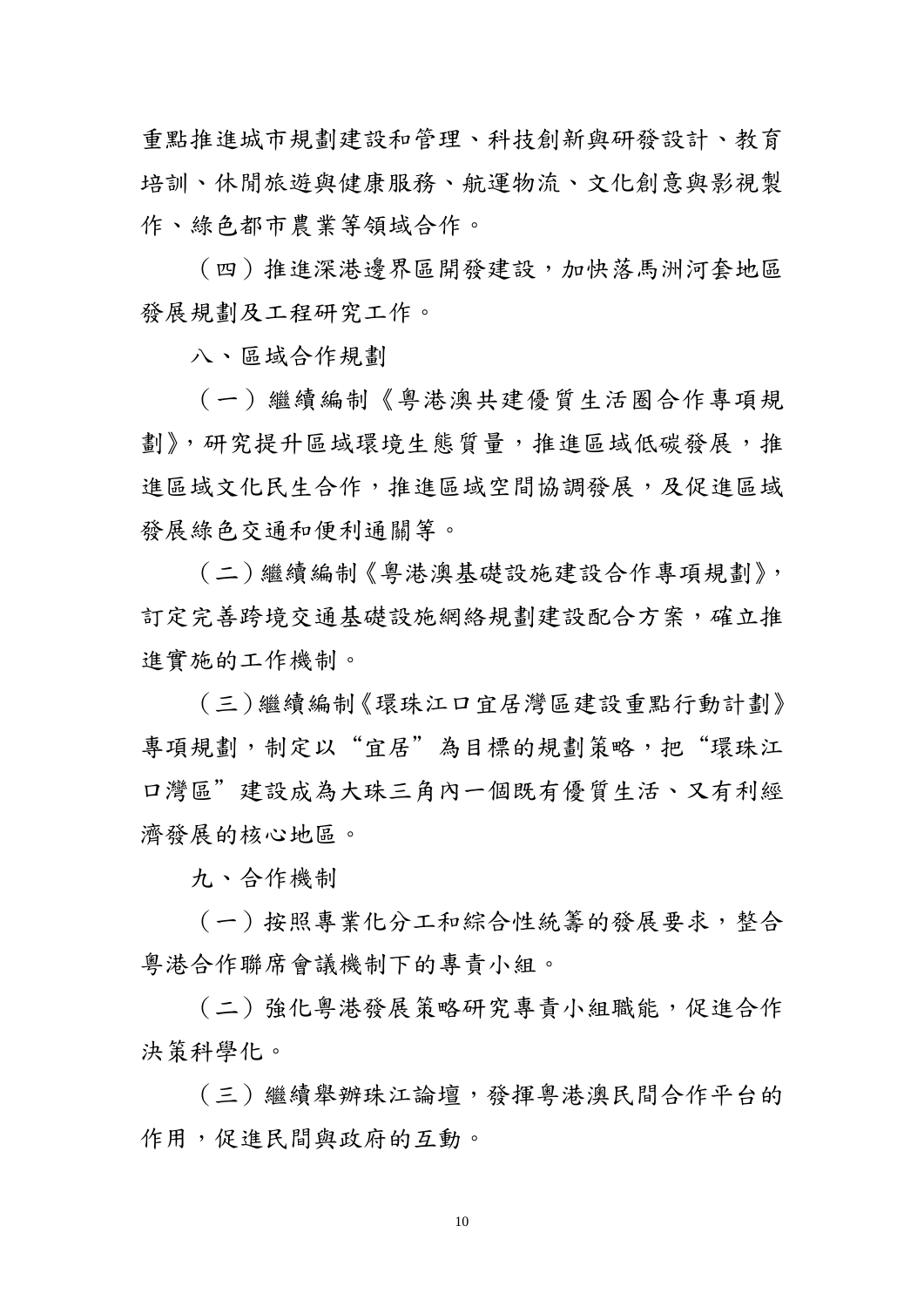重點推進城市規劃建設和管理、科技創新與研發設計、教育培訓、休閒旅遊與健康服務、航運物流、文化創意與影視製作、綠色都市農業等領域合作。

（四）推進深港邊界區開發建設，加快落馬洲河套地區發展規劃及工程研究工作。

八、區域合作規劃

（一）繼續編制《粵港澳共建優質生活圈合作專項規劃》，研究提升區域環境生態質量，推進區域低碳發展，推進區域文化民生合作，推進區域空間協調發展，及促進區域發展綠色交通和便利通關等。

（二）繼續編制《粵港澳基礎設施建設合作專項規劃》，訂定完善跨境交通基礎設施網絡規劃建設配合方案，確立推進實施的工作機制。

（三）繼續編制《環珠江口宜居灣區建設重點行動計劃》專項規劃，制定以“宜居”為目標的規劃策略，把“環珠江口灣區”建設成為大珠三角內一個既有優質生活、又有利經濟發展的核心地區。

九、合作機制

（一）按照專業化分工和綜合性統籌的發展要求，整合粵港合作聯席會議機制下的專責小組。

（二）強化粵港發展策略研究專責小組職能，促進合作決策科學化。

（三）繼續舉辦珠江論壇，發揮粵港澳民間合作平台的作用，促進民間與政府的互動。